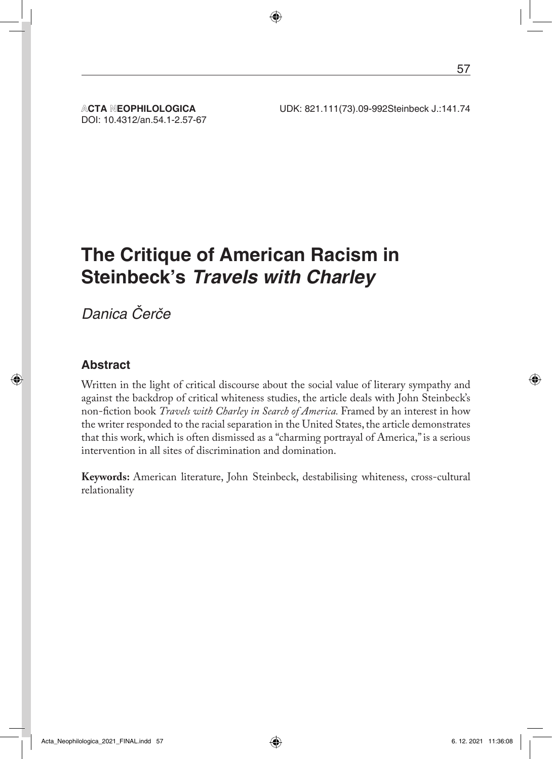**ACTA NEOPHILOLOGICA**
DOI: 10.4312/an.54.1-2.57-67

UDK: 821.111(73).09-992Steinbeck J.:141.74

# The Critique of American Racism in Steinbeck's *Travels with Charley*

*Danica Čerče*

## Abstract

Written in the light of critical discourse about the social value of literary sympathy and against the backdrop of critical whiteness studies, the article deals with John Steinbeck's non-fiction book *Travels with Charley in Search of America.* Framed by an interest in how the writer responded to the racial separation in the United States, the article demonstrates that this work, which is often dismissed as a "charming portrayal of America," is a serious intervention in all sites of discrimination and domination.

**Keywords:** American literature, John Steinbeck, destabilising whiteness, cross-cultural relationality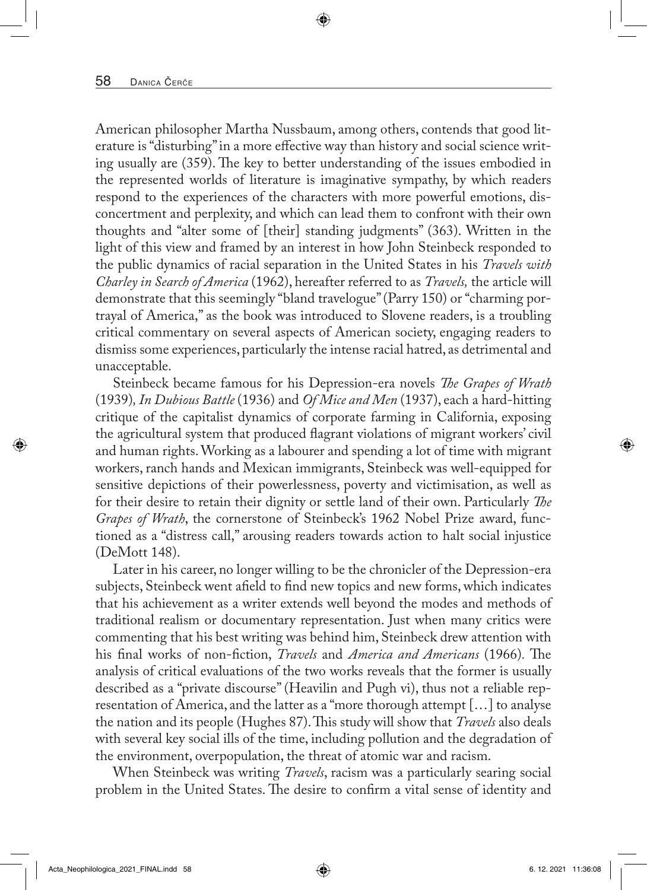American philosopher Martha Nussbaum, among others, contends that good literature is "disturbing" in a more effective way than history and social science writing usually are (359). The key to better understanding of the issues embodied in the represented worlds of literature is imaginative sympathy, by which readers respond to the experiences of the characters with more powerful emotions, disconcertment and perplexity, and which can lead them to confront with their own thoughts and "alter some of [their] standing judgments" (363). Written in the light of this view and framed by an interest in how John Steinbeck responded to the public dynamics of racial separation in the United States in his *Travels with Charley in Search of America* (1962), hereafter referred to as *Travels,* the article will demonstrate that this seemingly "bland travelogue" (Parry 150) or "charming portrayal of America," as the book was introduced to Slovene readers, is a troubling critical commentary on several aspects of American society, engaging readers to dismiss some experiences, particularly the intense racial hatred, as detrimental and unacceptable.

Steinbeck became famous for his Depression-era novels *The Grapes of Wrath* (1939)*, In Dubious Battle* (1936) and *Of Mice and Men* (1937), each a hard-hitting critique of the capitalist dynamics of corporate farming in California, exposing the agricultural system that produced flagrant violations of migrant workers' civil and human rights. Working as a labourer and spending a lot of time with migrant workers, ranch hands and Mexican immigrants, Steinbeck was well-equipped for sensitive depictions of their powerlessness, poverty and victimisation, as well as for their desire to retain their dignity or settle land of their own. Particularly *The Grapes of Wrath*, the cornerstone of Steinbeck's 1962 Nobel Prize award, functioned as a "distress call," arousing readers towards action to halt social injustice (DeMott 148).

Later in his career, no longer willing to be the chronicler of the Depression-era subjects, Steinbeck went afield to find new topics and new forms, which indicates that his achievement as a writer extends well beyond the modes and methods of traditional realism or documentary representation. Just when many critics were commenting that his best writing was behind him, Steinbeck drew attention with his final works of non-fiction, *Travels* and *America and Americans* (1966)*.* The analysis of critical evaluations of the two works reveals that the former is usually described as a "private discourse" (Heavilin and Pugh vi), thus not a reliable representation of America, and the latter as a "more thorough attempt […] to analyse the nation and its people (Hughes 87). This study will show that *Travels* also deals with several key social ills of the time, including pollution and the degradation of the environment, overpopulation, the threat of atomic war and racism.

When Steinbeck was writing *Travels*, racism was a particularly searing social problem in the United States. The desire to confirm a vital sense of identity and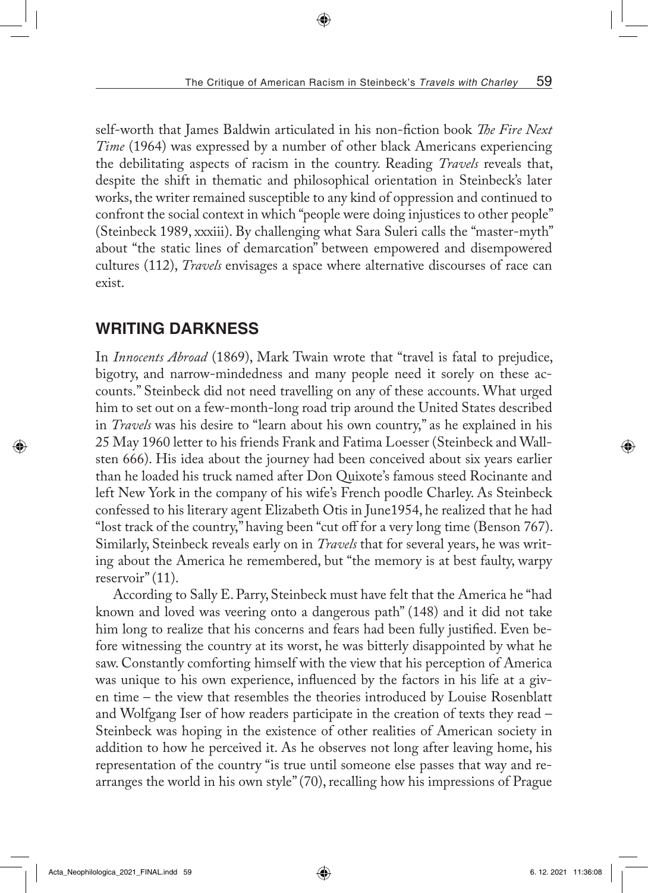self-worth that James Baldwin articulated in his non-fiction book *The Fire Next Time* (1964) was expressed by a number of other black Americans experiencing the debilitating aspects of racism in the country. Reading *Travels* reveals that, despite the shift in thematic and philosophical orientation in Steinbeck's later works, the writer remained susceptible to any kind of oppression and continued to confront the social context in which "people were doing injustices to other people" (Steinbeck 1989, xxxiii). By challenging what Sara Suleri calls the "master-myth" about "the static lines of demarcation" between empowered and disempowered cultures (112), *Travels* envisages a space where alternative discourses of race can exist.

## WRITING DARKNESS

In *Innocents Abroad* (1869), Mark Twain wrote that "travel is fatal to prejudice, bigotry, and narrow-mindedness and many people need it sorely on these accounts." Steinbeck did not need travelling on any of these accounts. What urged him to set out on a few-month-long road trip around the United States described in *Travels* was his desire to "learn about his own country," as he explained in his 25 May 1960 letter to his friends Frank and Fatima Loesser (Steinbeck and Wallsten 666). His idea about the journey had been conceived about six years earlier than he loaded his truck named after Don Quixote's famous steed Rocinante and left New York in the company of his wife's French poodle Charley. As Steinbeck confessed to his literary agent Elizabeth Otis in June1954, he realized that he had "lost track of the country," having been "cut off for a very long time (Benson 767). Similarly, Steinbeck reveals early on in *Travels* that for several years, he was writing about the America he remembered, but "the memory is at best faulty, warpy reservoir" (11).

According to Sally E. Parry, Steinbeck must have felt that the America he "had known and loved was veering onto a dangerous path" (148) and it did not take him long to realize that his concerns and fears had been fully justified. Even before witnessing the country at its worst, he was bitterly disappointed by what he saw. Constantly comforting himself with the view that his perception of America was unique to his own experience, influenced by the factors in his life at a given time – the view that resembles the theories introduced by Louise Rosenblatt and Wolfgang Iser of how readers participate in the creation of texts they read – Steinbeck was hoping in the existence of other realities of American society in addition to how he perceived it. As he observes not long after leaving home, his representation of the country "is true until someone else passes that way and rearranges the world in his own style" (70), recalling how his impressions of Prague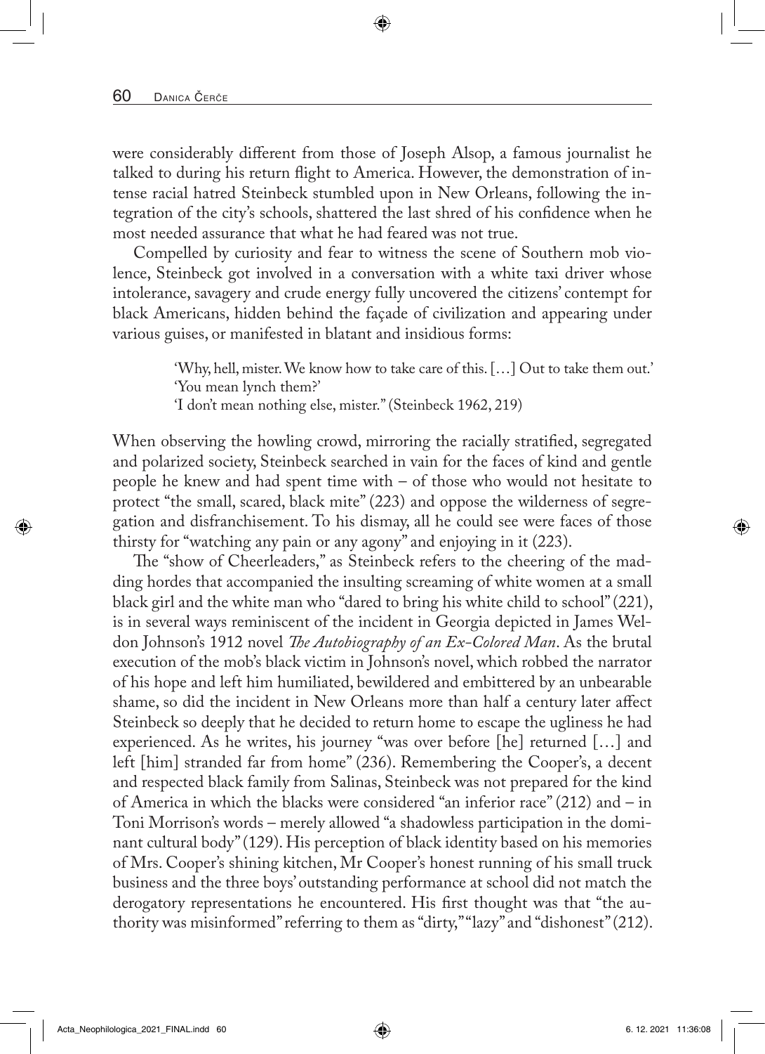were considerably different from those of Joseph Alsop, a famous journalist he talked to during his return flight to America. However, the demonstration of intense racial hatred Steinbeck stumbled upon in New Orleans, following the integration of the city's schools, shattered the last shred of his confidence when he most needed assurance that what he had feared was not true.

Compelled by curiosity and fear to witness the scene of Southern mob violence, Steinbeck got involved in a conversation with a white taxi driver whose intolerance, savagery and crude energy fully uncovered the citizens' contempt for black Americans, hidden behind the façade of civilization and appearing under various guises, or manifested in blatant and insidious forms:

> 'Why, hell, mister. We know how to take care of this. […] Out to take them out.'
> 'You mean lynch them?'
> 'I don't mean nothing else, mister." (Steinbeck 1962, 219)

When observing the howling crowd, mirroring the racially stratified, segregated and polarized society, Steinbeck searched in vain for the faces of kind and gentle people he knew and had spent time with – of those who would not hesitate to protect "the small, scared, black mite" (223) and oppose the wilderness of segregation and disfranchisement. To his dismay, all he could see were faces of those thirsty for "watching any pain or any agony" and enjoying in it (223).

The "show of Cheerleaders," as Steinbeck refers to the cheering of the madding hordes that accompanied the insulting screaming of white women at a small black girl and the white man who "dared to bring his white child to school" (221), is in several ways reminiscent of the incident in Georgia depicted in James Weldon Johnson's 1912 novel *The Autobiography of an Ex-Colored Man*. As the brutal execution of the mob's black victim in Johnson's novel, which robbed the narrator of his hope and left him humiliated, bewildered and embittered by an unbearable shame, so did the incident in New Orleans more than half a century later affect Steinbeck so deeply that he decided to return home to escape the ugliness he had experienced. As he writes, his journey "was over before [he] returned […] and left [him] stranded far from home" (236). Remembering the Cooper's, a decent and respected black family from Salinas, Steinbeck was not prepared for the kind of America in which the blacks were considered "an inferior race" (212) and – in Toni Morrison's words – merely allowed "a shadowless participation in the dominant cultural body" (129). His perception of black identity based on his memories of Mrs. Cooper's shining kitchen, Mr Cooper's honest running of his small truck business and the three boys' outstanding performance at school did not match the derogatory representations he encountered. His first thought was that "the authority was misinformed" referring to them as "dirty," "lazy" and "dishonest" (212).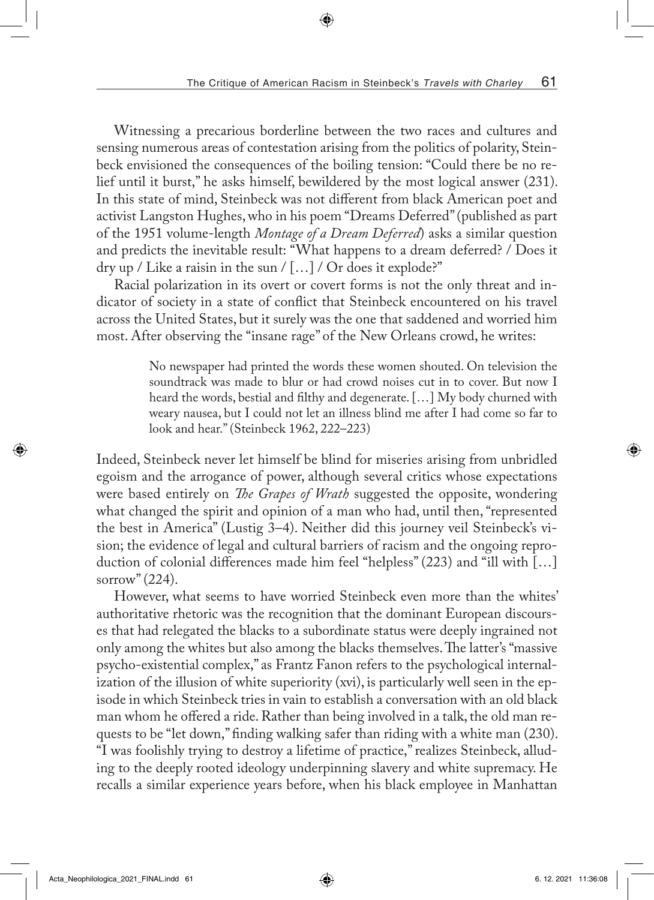Witnessing a precarious borderline between the two races and cultures and sensing numerous areas of contestation arising from the politics of polarity, Steinbeck envisioned the consequences of the boiling tension: "Could there be no relief until it burst," he asks himself, bewildered by the most logical answer (231). In this state of mind, Steinbeck was not different from black American poet and activist Langston Hughes, who in his poem "Dreams Deferred" (published as part of the 1951 volume-length *Montage of a Dream Deferred*) asks a similar question and predicts the inevitable result: "What happens to a dream deferred? / Does it dry up / Like a raisin in the sun / […] / Or does it explode?"

Racial polarization in its overt or covert forms is not the only threat and indicator of society in a state of conflict that Steinbeck encountered on his travel across the United States, but it surely was the one that saddened and worried him most. After observing the "insane rage" of the New Orleans crowd, he writes:

> No newspaper had printed the words these women shouted. On television the soundtrack was made to blur or had crowd noises cut in to cover. But now I heard the words, bestial and filthy and degenerate. […] My body churned with weary nausea, but I could not let an illness blind me after I had come so far to look and hear." (Steinbeck 1962, 222–223)

Indeed, Steinbeck never let himself be blind for miseries arising from unbridled egoism and the arrogance of power, although several critics whose expectations were based entirely on *The Grapes of Wrath* suggested the opposite, wondering what changed the spirit and opinion of a man who had, until then, "represented the best in America" (Lustig 3–4). Neither did this journey veil Steinbeck's vision; the evidence of legal and cultural barriers of racism and the ongoing reproduction of colonial differences made him feel "helpless" (223) and "ill with […] sorrow" (224).

However, what seems to have worried Steinbeck even more than the whites' authoritative rhetoric was the recognition that the dominant European discourses that had relegated the blacks to a subordinate status were deeply ingrained not only among the whites but also among the blacks themselves. The latter's "massive psycho-existential complex," as Frantz Fanon refers to the psychological internalization of the illusion of white superiority (xvi), is particularly well seen in the episode in which Steinbeck tries in vain to establish a conversation with an old black man whom he offered a ride. Rather than being involved in a talk, the old man requests to be "let down," finding walking safer than riding with a white man (230). "I was foolishly trying to destroy a lifetime of practice," realizes Steinbeck, alluding to the deeply rooted ideology underpinning slavery and white supremacy. He recalls a similar experience years before, when his black employee in Manhattan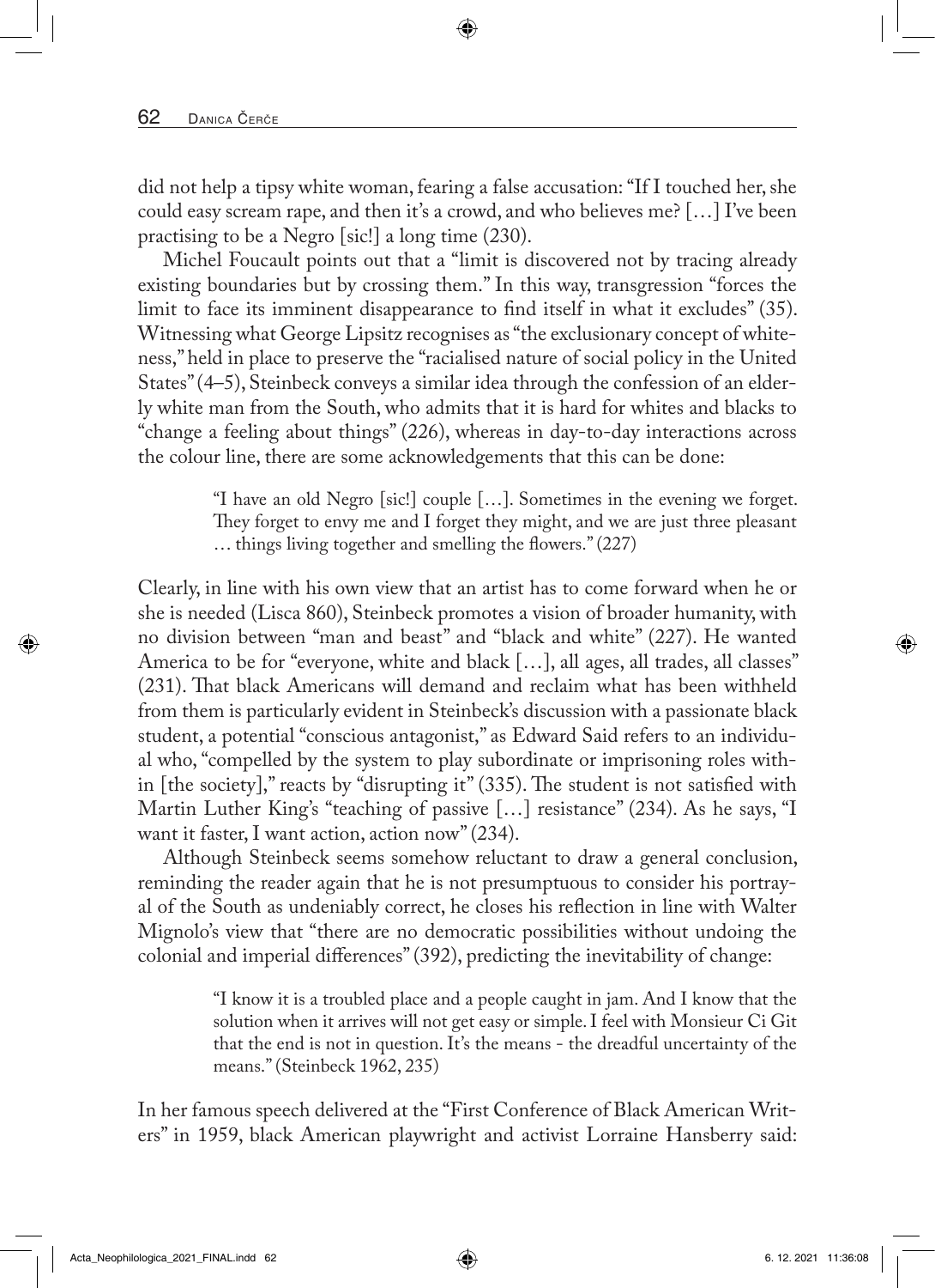did not help a tipsy white woman, fearing a false accusation: "If I touched her, she could easy scream rape, and then it's a crowd, and who believes me? […] I've been practising to be a Negro [sic!] a long time (230).

Michel Foucault points out that a "limit is discovered not by tracing already existing boundaries but by crossing them." In this way, transgression "forces the limit to face its imminent disappearance to find itself in what it excludes" (35). Witnessing what George Lipsitz recognises as "the exclusionary concept of whiteness," held in place to preserve the "racialised nature of social policy in the United States" (4–5), Steinbeck conveys a similar idea through the confession of an elderly white man from the South, who admits that it is hard for whites and blacks to "change a feeling about things" (226), whereas in day-to-day interactions across the colour line, there are some acknowledgements that this can be done:

> "I have an old Negro [sic!] couple […]. Sometimes in the evening we forget. They forget to envy me and I forget they might, and we are just three pleasant … things living together and smelling the flowers." (227)

Clearly, in line with his own view that an artist has to come forward when he or she is needed (Lisca 860), Steinbeck promotes a vision of broader humanity, with no division between "man and beast" and "black and white" (227). He wanted America to be for "everyone, white and black […], all ages, all trades, all classes" (231). That black Americans will demand and reclaim what has been withheld from them is particularly evident in Steinbeck's discussion with a passionate black student, a potential "conscious antagonist," as Edward Said refers to an individual who, "compelled by the system to play subordinate or imprisoning roles within [the society]," reacts by "disrupting it" (335). The student is not satisfied with Martin Luther King's "teaching of passive […] resistance" (234). As he says, "I want it faster, I want action, action now" (234).

Although Steinbeck seems somehow reluctant to draw a general conclusion, reminding the reader again that he is not presumptuous to consider his portrayal of the South as undeniably correct, he closes his reflection in line with Walter Mignolo's view that "there are no democratic possibilities without undoing the colonial and imperial differences" (392), predicting the inevitability of change:

> "I know it is a troubled place and a people caught in jam. And I know that the solution when it arrives will not get easy or simple. I feel with Monsieur Ci Git that the end is not in question. It's the means - the dreadful uncertainty of the means." (Steinbeck 1962, 235)

In her famous speech delivered at the "First Conference of Black American Writers" in 1959, black American playwright and activist Lorraine Hansberry said: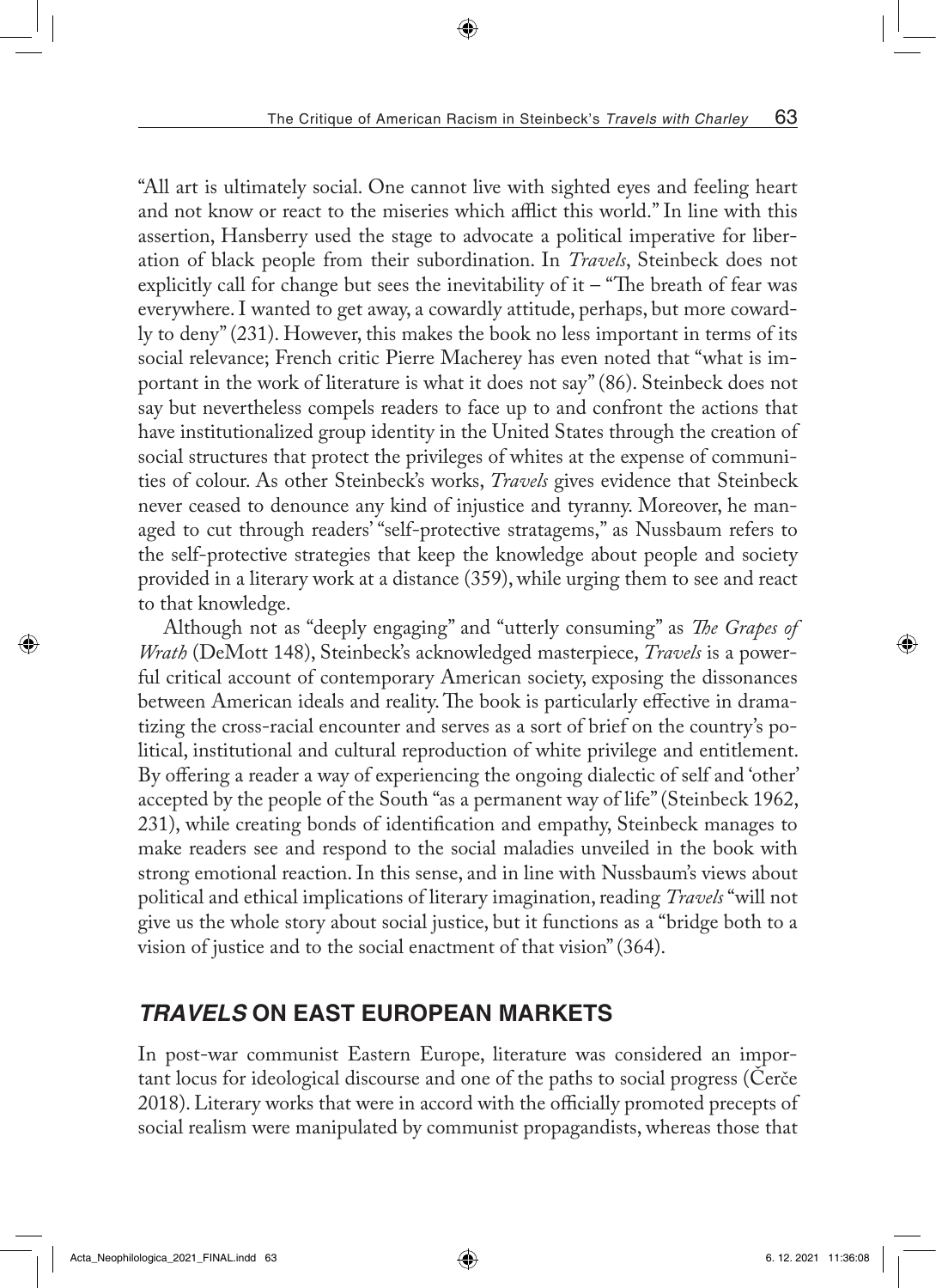"All art is ultimately social. One cannot live with sighted eyes and feeling heart and not know or react to the miseries which afflict this world." In line with this assertion, Hansberry used the stage to advocate a political imperative for liberation of black people from their subordination. In *Travels*, Steinbeck does not explicitly call for change but sees the inevitability of it – "The breath of fear was everywhere. I wanted to get away, a cowardly attitude, perhaps, but more cowardly to deny" (231). However, this makes the book no less important in terms of its social relevance; French critic Pierre Macherey has even noted that "what is important in the work of literature is what it does not say" (86). Steinbeck does not say but nevertheless compels readers to face up to and confront the actions that have institutionalized group identity in the United States through the creation of social structures that protect the privileges of whites at the expense of communities of colour. As other Steinbeck's works, *Travels* gives evidence that Steinbeck never ceased to denounce any kind of injustice and tyranny. Moreover, he managed to cut through readers' "self-protective stratagems," as Nussbaum refers to the self-protective strategies that keep the knowledge about people and society provided in a literary work at a distance (359), while urging them to see and react to that knowledge.

Although not as "deeply engaging" and "utterly consuming" as *The Grapes of Wrath* (DeMott 148), Steinbeck's acknowledged masterpiece, *Travels* is a powerful critical account of contemporary American society, exposing the dissonances between American ideals and reality. The book is particularly effective in dramatizing the cross-racial encounter and serves as a sort of brief on the country's political, institutional and cultural reproduction of white privilege and entitlement. By offering a reader a way of experiencing the ongoing dialectic of self and 'other' accepted by the people of the South "as a permanent way of life" (Steinbeck 1962, 231), while creating bonds of identification and empathy, Steinbeck manages to make readers see and respond to the social maladies unveiled in the book with strong emotional reaction. In this sense, and in line with Nussbaum's views about political and ethical implications of literary imagination, reading *Travels* "will not give us the whole story about social justice, but it functions as a "bridge both to a vision of justice and to the social enactment of that vision" (364).

## *TRAVELS* ON EAST EUROPEAN MARKETS

In post-war communist Eastern Europe, literature was considered an important locus for ideological discourse and one of the paths to social progress (Čerče 2018). Literary works that were in accord with the officially promoted precepts of social realism were manipulated by communist propagandists, whereas those that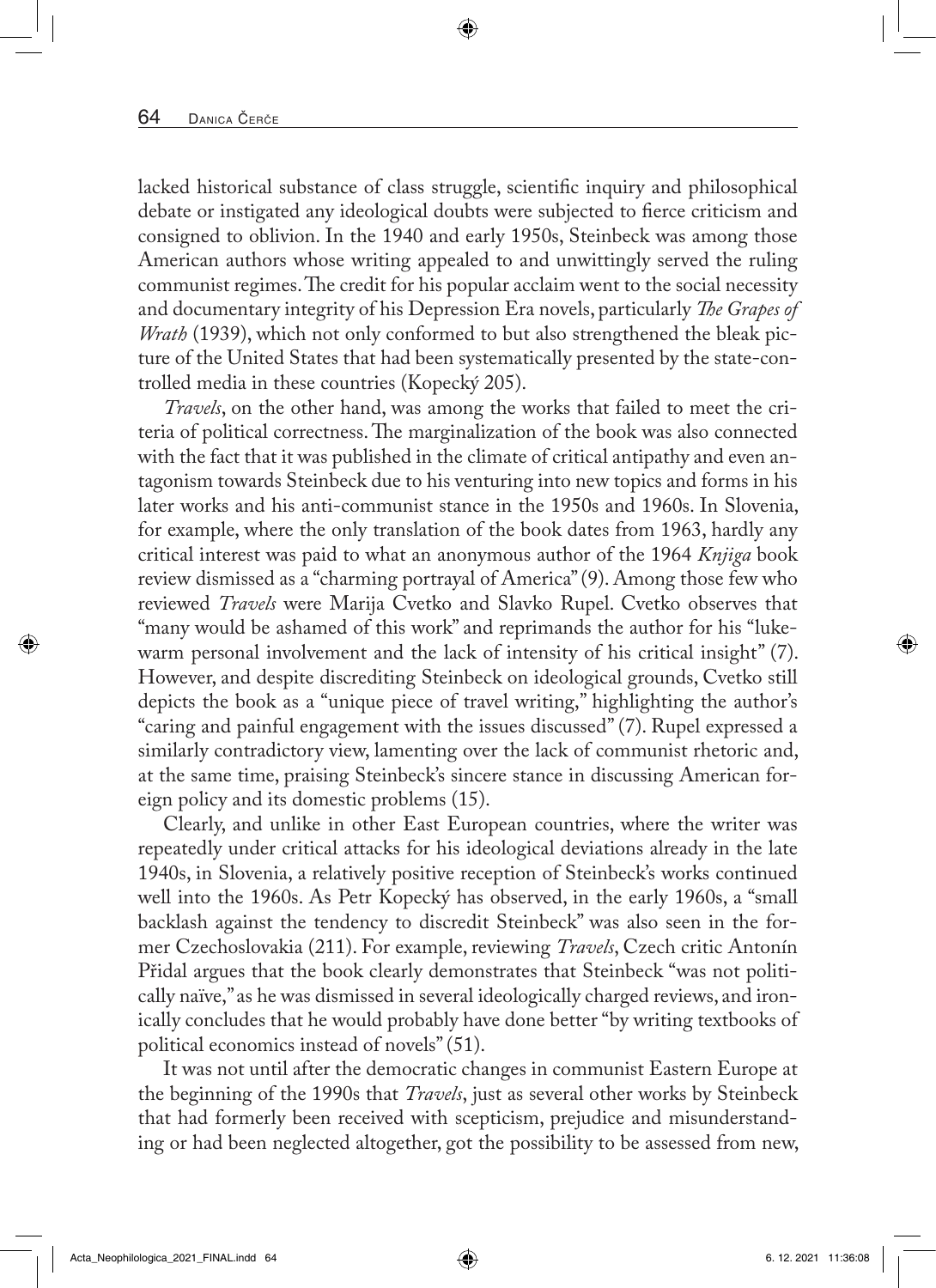lacked historical substance of class struggle, scientific inquiry and philosophical debate or instigated any ideological doubts were subjected to fierce criticism and consigned to oblivion. In the 1940 and early 1950s, Steinbeck was among those American authors whose writing appealed to and unwittingly served the ruling communist regimes. The credit for his popular acclaim went to the social necessity and documentary integrity of his Depression Era novels, particularly *The Grapes of Wrath* (1939), which not only conformed to but also strengthened the bleak picture of the United States that had been systematically presented by the state-controlled media in these countries (Kopecký 205).

*Travels*, on the other hand, was among the works that failed to meet the criteria of political correctness. The marginalization of the book was also connected with the fact that it was published in the climate of critical antipathy and even antagonism towards Steinbeck due to his venturing into new topics and forms in his later works and his anti-communist stance in the 1950s and 1960s. In Slovenia, for example, where the only translation of the book dates from 1963, hardly any critical interest was paid to what an anonymous author of the 1964 *Knjiga* book review dismissed as a "charming portrayal of America" (9). Among those few who reviewed *Travels* were Marija Cvetko and Slavko Rupel. Cvetko observes that "many would be ashamed of this work" and reprimands the author for his "lukewarm personal involvement and the lack of intensity of his critical insight" (7). However, and despite discrediting Steinbeck on ideological grounds, Cvetko still depicts the book as a "unique piece of travel writing," highlighting the author's "caring and painful engagement with the issues discussed" (7). Rupel expressed a similarly contradictory view, lamenting over the lack of communist rhetoric and, at the same time, praising Steinbeck's sincere stance in discussing American foreign policy and its domestic problems (15).

Clearly, and unlike in other East European countries, where the writer was repeatedly under critical attacks for his ideological deviations already in the late 1940s, in Slovenia, a relatively positive reception of Steinbeck's works continued well into the 1960s. As Petr Kopecký has observed, in the early 1960s, a "small backlash against the tendency to discredit Steinbeck" was also seen in the former Czechoslovakia (211). For example, reviewing *Travels*, Czech critic Antonín Přidal argues that the book clearly demonstrates that Steinbeck "was not politically naïve," as he was dismissed in several ideologically charged reviews, and ironically concludes that he would probably have done better "by writing textbooks of political economics instead of novels" (51).

It was not until after the democratic changes in communist Eastern Europe at the beginning of the 1990s that *Travels*, just as several other works by Steinbeck that had formerly been received with scepticism, prejudice and misunderstanding or had been neglected altogether, got the possibility to be assessed from new,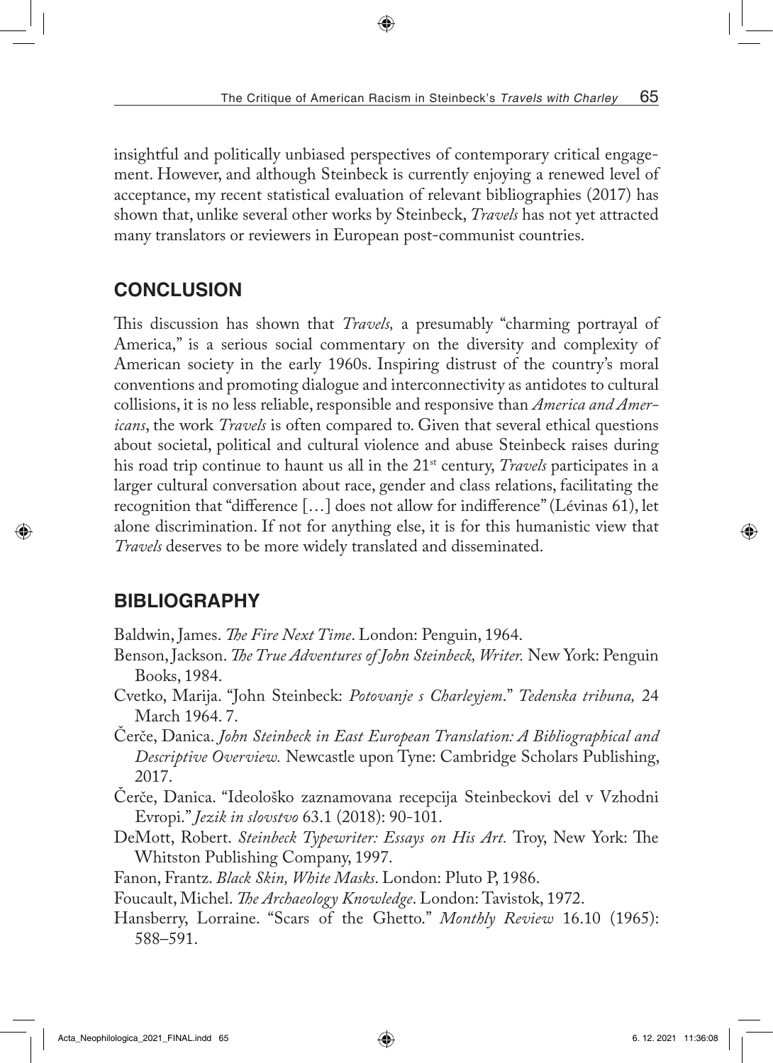insightful and politically unbiased perspectives of contemporary critical engagement. However, and although Steinbeck is currently enjoying a renewed level of acceptance, my recent statistical evaluation of relevant bibliographies (2017) has shown that, unlike several other works by Steinbeck, *Travels* has not yet attracted many translators or reviewers in European post-communist countries.

## CONCLUSION

This discussion has shown that *Travels,* a presumably "charming portrayal of America," is a serious social commentary on the diversity and complexity of American society in the early 1960s. Inspiring distrust of the country's moral conventions and promoting dialogue and interconnectivity as antidotes to cultural collisions, it is no less reliable, responsible and responsive than *America and Americans*, the work *Travels* is often compared to. Given that several ethical questions about societal, political and cultural violence and abuse Steinbeck raises during his road trip continue to haunt us all in the 21st century, *Travels* participates in a larger cultural conversation about race, gender and class relations, facilitating the recognition that "difference […] does not allow for indifference" (Lévinas 61), let alone discrimination. If not for anything else, it is for this humanistic view that *Travels* deserves to be more widely translated and disseminated.

## BIBLIOGRAPHY

Baldwin, James. *The Fire Next Time*. London: Penguin, 1964.

Benson, Jackson. *The True Adventures of John Steinbeck, Writer.* New York: Penguin Books, 1984.

Cvetko, Marija. "John Steinbeck: *Potovanje s Charleyjem*." *Tedenska tribuna,* 24 March 1964. 7.

Čerče, Danica. *John Steinbeck in East European Translation: A Bibliographical and Descriptive Overview.* Newcastle upon Tyne: Cambridge Scholars Publishing, 2017.

Čerče, Danica. "Ideološko zaznamovana recepcija Steinbeckovi del v Vzhodni Evropi." *Jezik in slovstvo* 63.1 (2018): 90-101.

DeMott, Robert. *Steinbeck Typewriter: Essays on His Art.* Troy, New York: The Whitston Publishing Company, 1997.

Fanon, Frantz. *Black Skin, White Masks*. London: Pluto P, 1986.

Foucault, Michel. *The Archaeology Knowledge*. London: Tavistok, 1972.

Hansberry, Lorraine. "Scars of the Ghetto." *Monthly Review* 16.10 (1965): 588–591.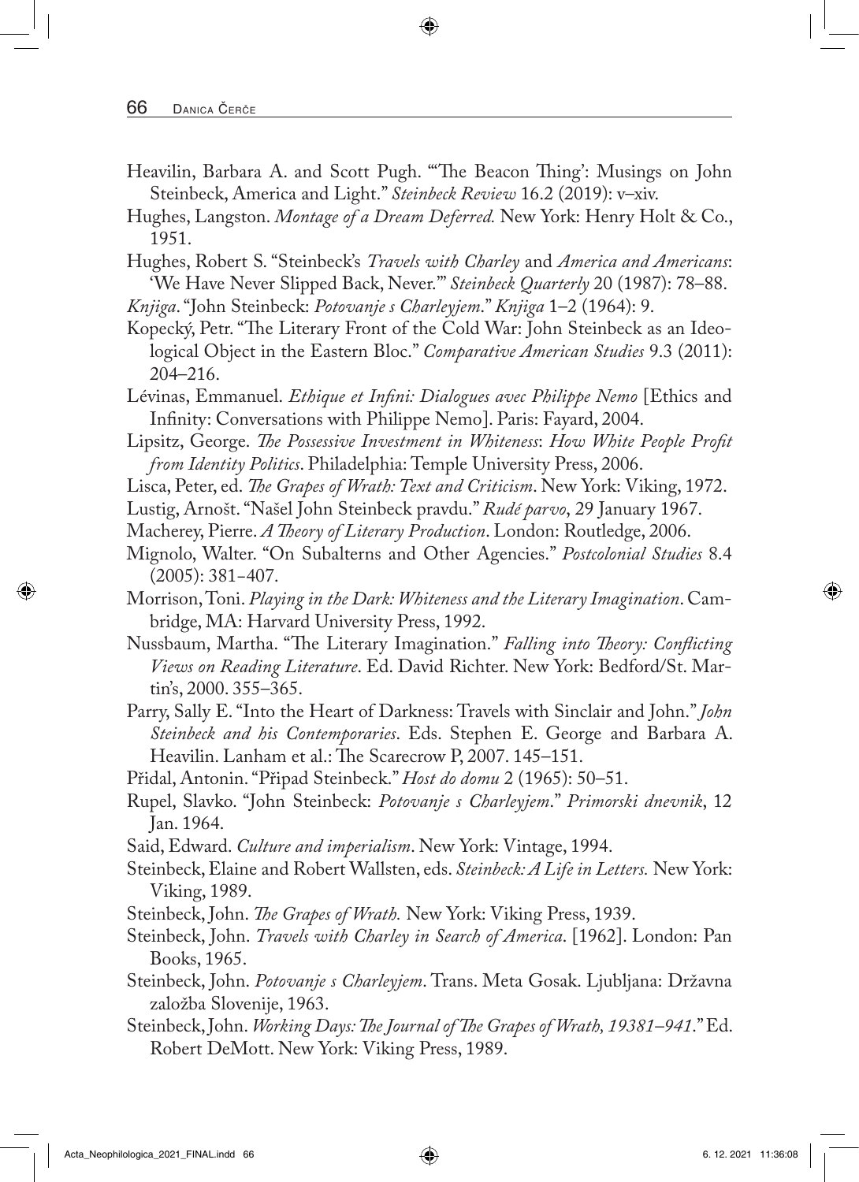Heavilin, Barbara A. and Scott Pugh. "'The Beacon Thing': Musings on John Steinbeck, America and Light." *Steinbeck Review* 16.2 (2019): v–xiv.

Hughes, Langston. *Montage of a Dream Deferred.* New York: Henry Holt & Co., 1951.

Hughes, Robert S. "Steinbeck's *Travels with Charley* and *America and Americans*: 'We Have Never Slipped Back, Never.'" *Steinbeck Quarterly* 20 (1987): 78–88.

*Knjiga*. "John Steinbeck: *Potovanje s Charleyjem*." *Knjiga* 1–2 (1964): 9.

Kopecký, Petr. "The Literary Front of the Cold War: John Steinbeck as an Ideological Object in the Eastern Bloc." *Comparative American Studies* 9.3 (2011): 204–216.

Lévinas, Emmanuel. *Ethique et Infini: Dialogues avec Philippe Nemo* [Ethics and Infinity: Conversations with Philippe Nemo]. Paris: Fayard, 2004.

Lipsitz, George. *The Possessive Investment in Whiteness*: *How White People Profit from Identity Politics*. Philadelphia: Temple University Press, 2006.

Lisca, Peter, ed. *The Grapes of Wrath: Text and Criticism*. New York: Viking, 1972.

Lustig, Arnošt. "Našel John Steinbeck pravdu." *Rudé parvo*, 29 January 1967.

Macherey, Pierre. *A Theory of Literary Production*. London: Routledge, 2006.

Mignolo, Walter. "On Subalterns and Other Agencies." *Postcolonial Studies* 8.4 (2005): 381‑407.

Morrison, Toni. *Playing in the Dark: Whiteness and the Literary Imagination*. Cambridge, MA: Harvard University Press, 1992.

Nussbaum, Martha. "The Literary Imagination." *Falling into Theory: Conflicting Views on Reading Literature*. Ed. David Richter. New York: Bedford/St. Martin's, 2000. 355–365.

Parry, Sally E. "Into the Heart of Darkness: Travels with Sinclair and John." *John Steinbeck and his Contemporaries*. Eds. Stephen E. George and Barbara A. Heavilin. Lanham et al.: The Scarecrow P, 2007. 145–151.

Přidal, Antonin. "Připad Steinbeck." *Host do domu* 2 (1965): 50–51.

Rupel, Slavko. "John Steinbeck: *Potovanje s Charleyjem*." *Primorski dnevnik*, 12 Jan. 1964.

Said, Edward. *Culture and imperialism*. New York: Vintage, 1994.

Steinbeck, Elaine and Robert Wallsten, eds. *Steinbeck: A Life in Letters.* New York: Viking, 1989.

Steinbeck, John. *The Grapes of Wrath.* New York: Viking Press, 1939.

Steinbeck, John. *Travels with Charley in Search of America*. [1962]. London: Pan Books, 1965.

Steinbeck, John. *Potovanje s Charleyjem*. Trans. Meta Gosak. Ljubljana: Državna založba Slovenije, 1963.

Steinbeck, John. *Working Days: The Journal of The Grapes of Wrath, 19381–941*." Ed. Robert DeMott. New York: Viking Press, 1989.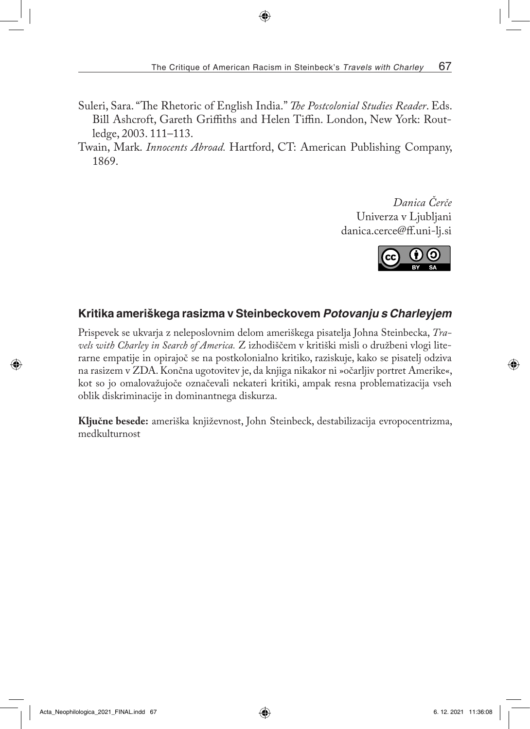Suleri, Sara. "The Rhetoric of English India." *The Postcolonial Studies Reader*. Eds. Bill Ashcroft, Gareth Griffiths and Helen Tiffin. London, New York: Routledge, 2003. 111–113.

Twain, Mark. *Innocents Abroad.* Hartford, CT: American Publishing Company, 1869.

*Danica Čerče*
Univerza v Ljubljani
danica.cerce@ff.uni-lj.si

### Kritika ameriškega rasizma v Steinbeckovem *Potovanju s Charleyjem*

Prispevek se ukvarja z neleposlovnim delom ameriškega pisatelja Johna Steinbecka, *Travels with Charley in Search of America.* Z izhodiščem v kritiški misli o družbeni vlogi literarne empatije in opirajoč se na postkolonialno kritiko, raziskuje, kako se pisatelj odziva na rasizem v ZDA. Končna ugotovitev je, da knjiga nikakor ni »očarljiv portret Amerike«, kot so jo omalovažujoče označevali nekateri kritiki, ampak resna problematizacija vseh oblik diskriminacije in dominantnega diskurza.

**Ključne besede:** ameriška književnost, John Steinbeck, destabilizacija evropocentrizma, medkulturnost